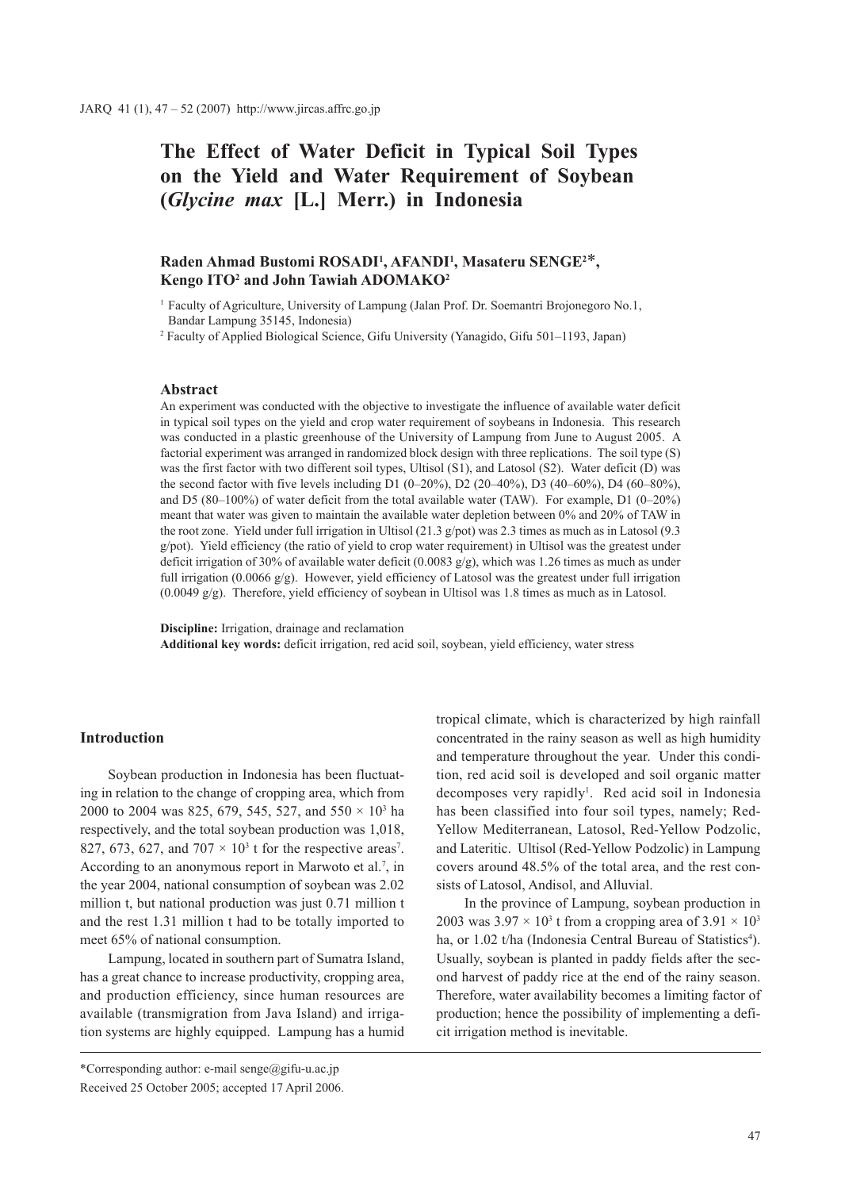# The Effect of Water Deficit in Typical Soil Types on the Yield and Water Requirement of Soybean (*Glycine max* [L.] Merr.) in Indonesia

**Raden Ahmad Bustomi ROSADI[1], AFANDI[1], Masateru SENGE[2]*, Kengo ITO[2] and John Tawiah ADOMAKO[2]**

[1] Faculty of Agriculture, University of Lampung (Jalan Prof. Dr. Soemantri Brojonegoro No.1, Bandar Lampung 35145, Indonesia)

[2] Faculty of Applied Biological Science, Gifu University (Yanagido, Gifu 501–1193, Japan)

### Abstract

An experiment was conducted with the objective to investigate the influence of available water deficit in typical soil types on the yield and crop water requirement of soybeans in Indonesia. This research was conducted in a plastic greenhouse of the University of Lampung from June to August 2005. A factorial experiment was arranged in randomized block design with three replications. The soil type (S) was the first factor with two different soil types, Ultisol (S1), and Latosol (S2). Water deficit (D) was the second factor with five levels including D1 (0–20%), D2 (20–40%), D3 (40–60%), D4 (60–80%), and D5 (80–100%) of water deficit from the total available water (TAW). For example, D1 (0–20%) meant that water was given to maintain the available water depletion between 0% and 20% of TAW in the root zone. Yield under full irrigation in Ultisol (21.3 g/pot) was 2.3 times as much as in Latosol (9.3 g/pot). Yield efficiency (the ratio of yield to crop water requirement) in Ultisol was the greatest under deficit irrigation of 30% of available water deficit (0.0083 g/g), which was 1.26 times as much as under full irrigation (0.0066 g/g). However, yield efficiency of Latosol was the greatest under full irrigation (0.0049 g/g). Therefore, yield efficiency of soybean in Ultisol was 1.8 times as much as in Latosol.

**Discipline:** Irrigation, drainage and reclamation
**Additional key words:** deficit irrigation, red acid soil, soybean, yield efficiency, water stress

## Introduction

Soybean production in Indonesia has been fluctuating in relation to the change of cropping area, which from 2000 to 2004 was 825, 679, 545, 527, and $550 \times 10^3$ ha respectively, and the total soybean production was 1,018, 827, 673, 627, and $707 \times 10^3$ t for the respective areas[7]. According to an anonymous report in Marwoto et al.[7], in the year 2004, national consumption of soybean was 2.02 million t, but national production was just 0.71 million t and the rest 1.31 million t had to be totally imported to meet 65% of national consumption.

Lampung, located in southern part of Sumatra Island, has a great chance to increase productivity, cropping area, and production efficiency, since human resources are available (transmigration from Java Island) and irrigation systems are highly equipped. Lampung has a humid tropical climate, which is characterized by high rainfall concentrated in the rainy season as well as high humidity and temperature throughout the year. Under this condition, red acid soil is developed and soil organic matter decomposes very rapidly[1]. Red acid soil in Indonesia has been classified into four soil types, namely; Red-Yellow Mediterranean, Latosol, Red-Yellow Podzolic, and Lateritic. Ultisol (Red-Yellow Podzolic) in Lampung covers around 48.5% of the total area, and the rest consists of Latosol, Andisol, and Alluvial.

In the province of Lampung, soybean production in 2003 was $3.97 \times 10^3$ t from a cropping area of $3.91 \times 10^3$ ha, or 1.02 t/ha (Indonesia Central Bureau of Statistics[4]). Usually, soybean is planted in paddy fields after the second harvest of paddy rice at the end of the rainy season. Therefore, water availability becomes a limiting factor of production; hence the possibility of implementing a deficit irrigation method is inevitable.

*Corresponding author: e-mail senge@gifu-u.ac.jp

Received 25 October 2005; accepted 17 April 2006.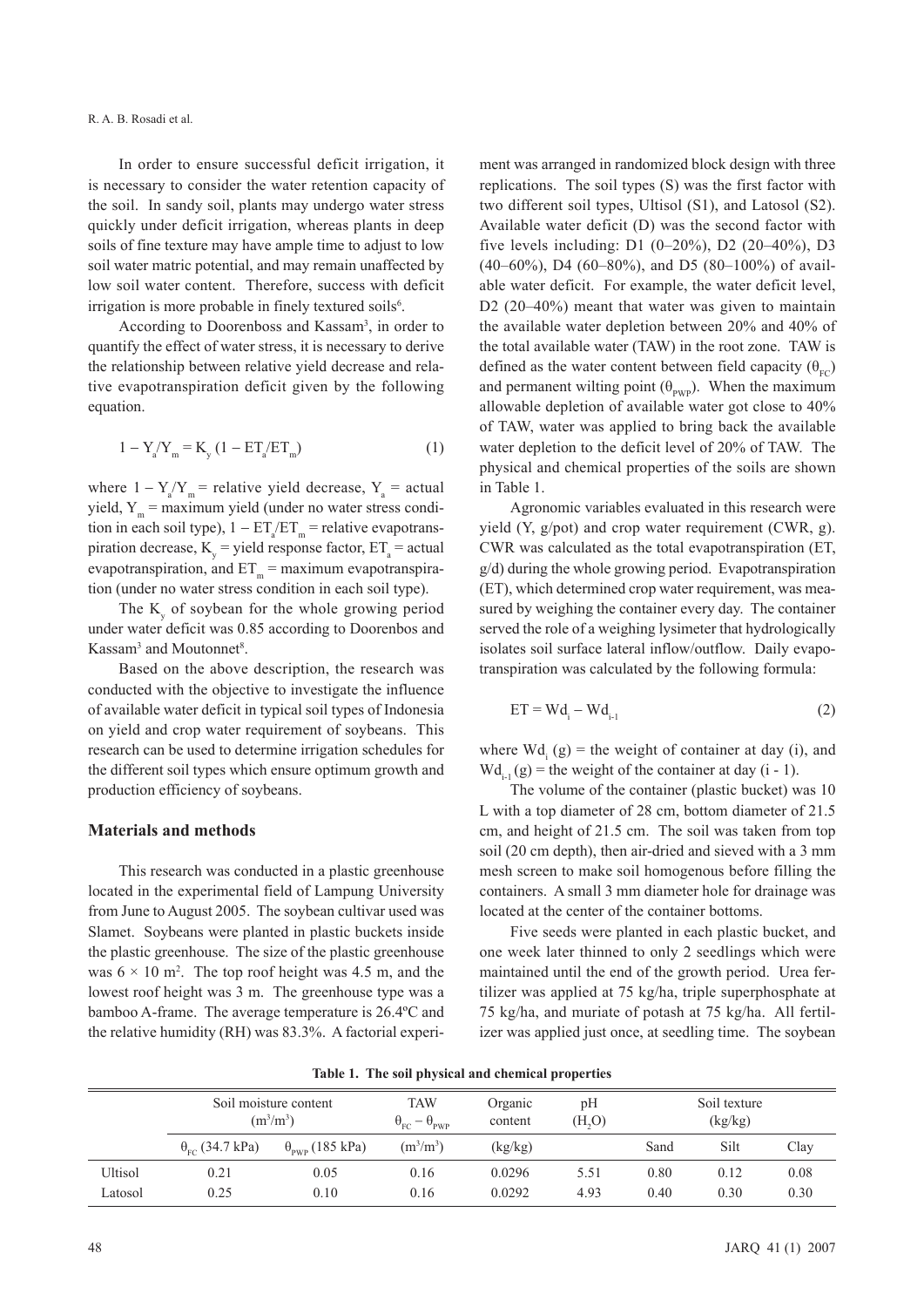In order to ensure successful deficit irrigation, it is necessary to consider the water retention capacity of the soil. In sandy soil, plants may undergo water stress quickly under deficit irrigation, whereas plants in deep soils of fine texture may have ample time to adjust to low soil water matric potential, and may remain unaffected by low soil water content. Therefore, success with deficit irrigation is more probable in finely textured soils[6].

According to Doorenboss and Kassam[3], in order to quantify the effect of water stress, it is necessary to derive the relationship between relative yield decrease and relative evapotranspiration deficit given by the following equation.

$$1 - Y_a/Y_m = K_y (1 - ET_a/ET_m) \tag{1}$$

where $1 - Y_a/Y_m$ = relative yield decrease, $Y_a$ = actual yield, $Y_m$ = maximum yield (under no water stress condition in each soil type), $1 - ET_a/ET_m$ = relative evapotranspiration decrease, $K_y$ = yield response factor, $ET_a$ = actual evapotranspiration, and $ET_m$ = maximum evapotranspiration (under no water stress condition in each soil type).

The $K_y$ of soybean for the whole growing period under water deficit was 0.85 according to Doorenbos and Kassam[3] and Moutonnet[8].

Based on the above description, the research was conducted with the objective to investigate the influence of available water deficit in typical soil types of Indonesia on yield and crop water requirement of soybeans. This research can be used to determine irrigation schedules for the different soil types which ensure optimum growth and production efficiency of soybeans.

## Materials and methods

This research was conducted in a plastic greenhouse located in the experimental field of Lampung University from June to August 2005. The soybean cultivar used was Slamet. Soybeans were planted in plastic buckets inside the plastic greenhouse. The size of the plastic greenhouse was $6 \times 10$ m$^2$. The top roof height was 4.5 m, and the lowest roof height was 3 m. The greenhouse type was a bamboo A-frame. The average temperature is 26.4ºC and the relative humidity (RH) was 83.3%. A factorial experiment was arranged in randomized block design with three replications. The soil types (S) was the first factor with two different soil types, Ultisol (S1), and Latosol (S2). Available water deficit (D) was the second factor with five levels including: D1 (0–20%), D2 (20–40%), D3 (40–60%), D4 (60–80%), and D5 (80–100%) of available water deficit. For example, the water deficit level, D2 (20–40%) meant that water was given to maintain the available water depletion between 20% and 40% of the total available water (TAW) in the root zone. TAW is defined as the water content between field capacity ($\theta_{FC}$) and permanent wilting point ($\theta_{PWP}$). When the maximum allowable depletion of available water got close to 40% of TAW, water was applied to bring back the available water depletion to the deficit level of 20% of TAW. The physical and chemical properties of the soils are shown in Table 1.

Agronomic variables evaluated in this research were yield (Y, g/pot) and crop water requirement (CWR, g). CWR was calculated as the total evapotranspiration (ET, g/d) during the whole growing period. Evapotranspiration (ET), which determined crop water requirement, was measured by weighing the container every day. The container served the role of a weighing lysimeter that hydrologically isolates soil surface lateral inflow/outflow. Daily evapotranspiration was calculated by the following formula:

$$ET = Wd_i - Wd_{i-1} \tag{2}$$

where $Wd_i$ (g) = the weight of container at day (i), and $Wd_{i-1}$ (g) = the weight of the container at day (i - 1).

The volume of the container (plastic bucket) was 10 L with a top diameter of 28 cm, bottom diameter of 21.5 cm, and height of 21.5 cm. The soil was taken from top soil (20 cm depth), then air-dried and sieved with a 3 mm mesh screen to make soil homogenous before filling the containers. A small 3 mm diameter hole for drainage was located at the center of the container bottoms.

Five seeds were planted in each plastic bucket, and one week later thinned to only 2 seedlings which were maintained until the end of the growth period. Urea fertilizer was applied at 75 kg/ha, triple superphosphate at 75 kg/ha, and muriate of potash at 75 kg/ha. All fertilizer was applied just once, at seedling time. The soybean

**Table 1. The soil physical and chemical properties**

| | Soil moisture content ($m^3/m^3$) | | TAW $\theta_{FC} - \theta_{PWP}$ | Organic content | pH ($H_2O$) | Soil texture (kg/kg) | | |
|---|---|---|---|---|---|---|---|---|
| | $\theta_{FC}$ (34.7 kPa) | $\theta_{PWP}$ (185 kPa) | ($m^3/m^3$) | (kg/kg) | | Sand | Silt | Clay |
| Ultisol | 0.21 | 0.05 | 0.16 | 0.0296 | 5.51 | 0.80 | 0.12 | 0.08 |
| Latosol | 0.25 | 0.10 | 0.16 | 0.0292 | 4.93 | 0.40 | 0.30 | 0.30 |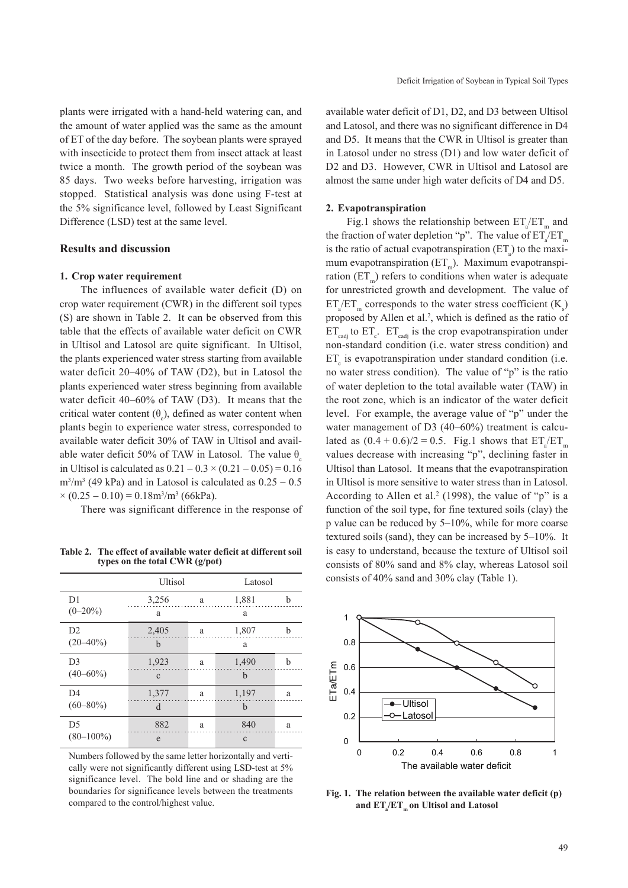plants were irrigated with a hand-held watering can, and the amount of water applied was the same as the amount of ET of the day before. The soybean plants were sprayed with insecticide to protect them from insect attack at least twice a month. The growth period of the soybean was 85 days. Two weeks before harvesting, irrigation was stopped. Statistical analysis was done using F-test at the 5% significance level, followed by Least Significant Difference (LSD) test at the same level.

## Results and discussion

### 1. Crop water requirement

The influences of available water deficit (D) on crop water requirement (CWR) in the different soil types (S) are shown in Table 2. It can be observed from this table that the effects of available water deficit on CWR in Ultisol and Latosol are quite significant. In Ultisol, the plants experienced water stress starting from available water deficit 20–40% of TAW (D2), but in Latosol the plants experienced water stress beginning from available water deficit 40–60% of TAW (D3). It means that the critical water content ($\theta_c$), defined as water content when plants begin to experience water stress, corresponded to available water deficit 30% of TAW in Ultisol and available water deficit 50% of TAW in Latosol. The value $\theta_c$ in Ultisol is calculated as $0.21 - 0.3 \times (0.21 - 0.05) = 0.16$ $m^3/m^3$ (49 kPa) and in Latosol is calculated as $0.25 - 0.5 \times (0.25 - 0.10) = 0.18 m^3/m^3$ (66kPa).

There was significant difference in the response of available water deficit of D1, D2, and D3 between Ultisol and Latosol, and there was no significant difference in D4 and D5. It means that the CWR in Ultisol is greater than in Latosol under no stress (D1) and low water deficit of D2 and D3. However, CWR in Ultisol and Latosol are almost the same under high water deficits of D4 and D5.

**Table 2. The effect of available water deficit at different soil types on the total CWR (g/pot)**

| | Ultisol | | Latosol | |
|---|---|---|---|---|
| D1 (0–20%) | 3,256 a | a | 1,881 a | b |
| D2 (20–40%) | 2,405 b | a | 1,807 a | b |
| D3 (40–60%) | 1,923 c | a | 1,490 b | b |
| D4 (60–80%) | 1,377 d | a | 1,197 b | a |
| D5 (80–100%) | 882 e | a | 840 c | a |

Numbers followed by the same letter horizontally and vertically were not significantly different using LSD-test at 5% significance level. The bold line and or shading are the boundaries for significance levels between the treatments compared to the control/highest value.

### 2. Evapotranspiration

Fig.1 shows the relationship between $ET_a/ET_m$ and the fraction of water depletion "p". The value of $ET_a/ET_m$ is the ratio of actual evapotranspiration ($ET_a$) to the maximum evapotranspiration ($ET_m$). Maximum evapotranspiration ($ET_m$) refers to conditions when water is adequate for unrestricted growth and development. The value of $ET_a/ET_m$ corresponds to the water stress coefficient ($K_s$) proposed by Allen et al.[2], which is defined as the ratio of $ET_{cadj}$ to $ET_c$. $ET_{cadj}$ is the crop evapotranspiration under non-standard condition (i.e. water stress condition) and $ET_c$ is evapotranspiration under standard condition (i.e. no water stress condition). The value of "p" is the ratio of water depletion to the total available water (TAW) in the root zone, which is an indicator of the water deficit level. For example, the average value of "p" under the water management of D3 (40–60%) treatment is calculated as $(0.4 + 0.6)/2 = 0.5$. Fig.1 shows that $ET_a/ET_m$ values decrease with increasing "p", declining faster in Ultisol than Latosol. It means that the evapotranspiration in Ultisol is more sensitive to water stress than in Latosol. According to Allen et al.[2] (1998), the value of "p" is a function of the soil type, for fine textured soils (clay) the p value can be reduced by 5–10%, while for more coarse textured soils (sand), they can be increased by 5–10%. It is easy to understand, because the texture of Ultisol soil consists of 80% sand and 8% clay, whereas Latosol soil consists of 40% sand and 30% clay (Table 1).

**Fig. 1. The relation between the available water deficit (p) and $ET_a/ET_m$ on Ultisol and Latosol**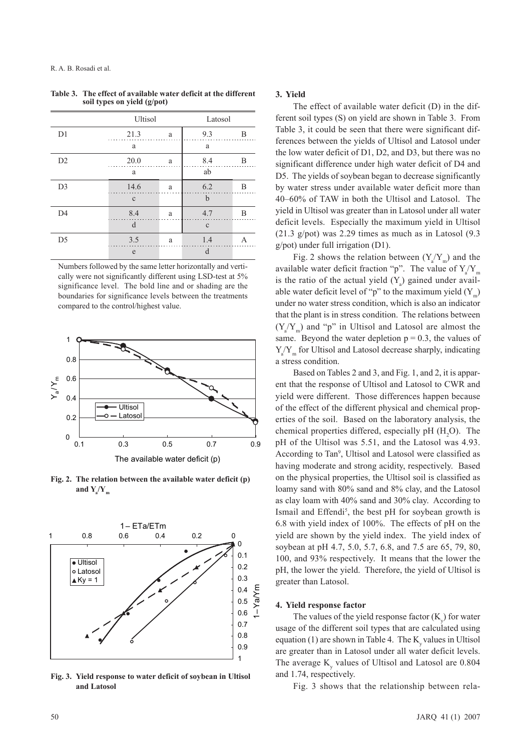**Table 3. The effect of available water deficit at the different soil types on yield (g/pot)**

| | Ultisol | | Latosol | |
|---|---|---|---|---|
| D1 | 21.3 | a | 9.3 | B |
| | a | | a | |
| D2 | 20.0 | a | 8.4 | B |
| | a | | ab | |
| D3 | 14.6 | a | 6.2 | B |
| | c | | b | |
| D4 | 8.4 | a | 4.7 | B |
| | d | | c | |
| D5 | 3.5 | a | 1.4 | A |
| | e | | d | |

Numbers followed by the same letter horizontally and vertically were not significantly different using LSD-test at 5% significance level. The bold line and or shading are the boundaries for significance levels between the treatments compared to the control/highest value.

**Fig. 2. The relation between the available water deficit (p) and $Y_a/Y_m$**

**Fig. 3. Yield response to water deficit of soybean in Ultisol and Latosol**

### 3. Yield

The effect of available water deficit (D) in the different soil types (S) on yield are shown in Table 3. From Table 3, it could be seen that there were significant differences between the yields of Ultisol and Latosol under the low water deficit of D1, D2, and D3, but there was no significant difference under high water deficit of D4 and D5. The yields of soybean began to decrease significantly by water stress under available water deficit more than 40–60% of TAW in both the Ultisol and Latosol. The yield in Ultisol was greater than in Latosol under all water deficit levels. Especially the maximum yield in Ultisol (21.3 g/pot) was 2.29 times as much as in Latosol (9.3 g/pot) under full irrigation (D1).

Fig. 2 shows the relation between ($Y_a/Y_m$) and the available water deficit fraction "p". The value of $Y_a/Y_m$ is the ratio of the actual yield ($Y_a$) gained under available water deficit level of "p" to the maximum yield ($Y_m$) under no water stress condition, which is also an indicator that the plant is in stress condition. The relations between ($Y_a/Y_m$) and "p" in Ultisol and Latosol are almost the same. Beyond the water depletion $p = 0.3$, the values of $Y_a/Y_m$ for Ultisol and Latosol decrease sharply, indicating a stress condition.

Based on Tables 2 and 3, and Fig. 1, and 2, it is apparent that the response of Ultisol and Latosol to CWR and yield were different. Those differences happen because of the effect of the different physical and chemical properties of the soil. Based on the laboratory analysis, the chemical properties differed, especially pH ($H_2O$). The pH of the Ultisol was 5.51, and the Latosol was 4.93. According to Tan[9], Ultisol and Latosol were classified as having moderate and strong acidity, respectively. Based on the physical properties, the Ultisol soil is classified as loamy sand with 80% sand and 8% clay, and the Latosol as clay loam with 40% sand and 30% clay. According to Ismail and Effendi[5], the best pH for soybean growth is 6.8 with yield index of 100%. The effects of pH on the yield are shown by the yield index. The yield index of soybean at pH 4.7, 5.0, 5.7, 6.8, and 7.5 are 65, 79, 80, 100, and 93% respectively. It means that the lower the pH, the lower the yield. Therefore, the yield of Ultisol is greater than Latosol.

### 4. Yield response factor

The values of the yield response factor ($K_y$) for water usage of the different soil types that are calculated using equation (1) are shown in Table 4. The $K_y$ values in Ultisol are greater than in Latosol under all water deficit levels. The average $K_y$ values of Ultisol and Latosol are 0.804 and 1.74, respectively.

Fig. 3 shows that the relationship between rela-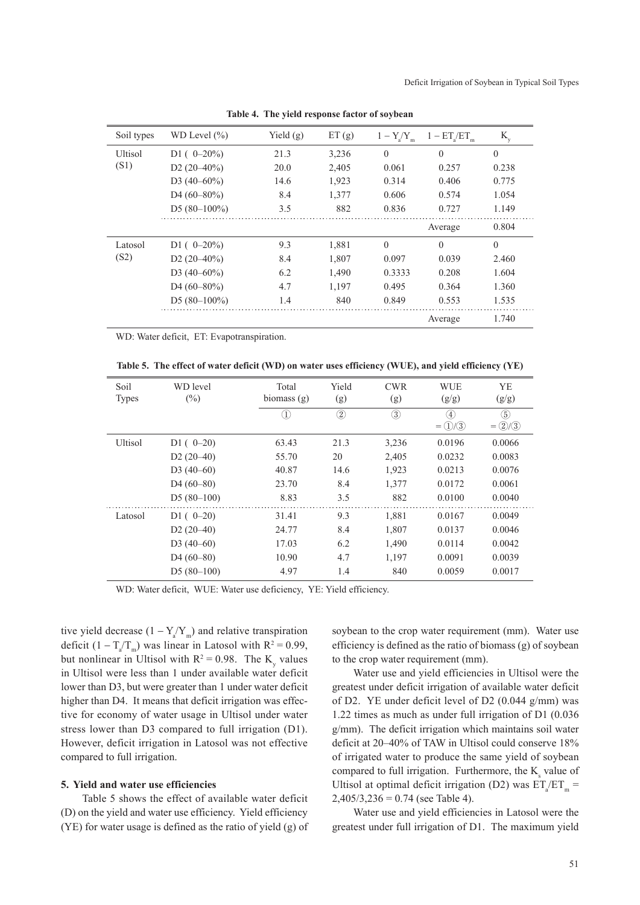**Table 4. The yield response factor of soybean**

| Soil types | WD Level (%) | Yield (g) | ET (g) | $1 - Y_a/Y_m$ | $1 - ET_a/ET_m$ | $K_y$ |
|---|---|---|---|---|---|---|
| Ultisol (S1) | D1 ( 0–20%) | 21.3 | 3,236 | 0 | 0 | 0 |
| | D2 (20–40%) | 20.0 | 2,405 | 0.061 | 0.257 | 0.238 |
| | D3 (40–60%) | 14.6 | 1,923 | 0.314 | 0.406 | 0.775 |
| | D4 (60–80%) | 8.4 | 1,377 | 0.606 | 0.574 | 1.054 |
| | D5 (80–100%) | 3.5 | 882 | 0.836 | 0.727 | 1.149 |
| | | | | | Average | 0.804 |
| Latosol (S2) | D1 ( 0–20%) | 9.3 | 1,881 | 0 | 0 | 0 |
| | D2 (20–40%) | 8.4 | 1,807 | 0.097 | 0.039 | 2.460 |
| | D3 (40–60%) | 6.2 | 1,490 | 0.3333 | 0.208 | 1.604 |
| | D4 (60–80%) | 4.7 | 1,197 | 0.495 | 0.364 | 1.360 |
| | D5 (80–100%) | 1.4 | 840 | 0.849 | 0.553 | 1.535 |
| | | | | | Average | 1.740 |

WD: Water deficit, ET: Evapotranspiration.

**Table 5. The effect of water deficit (WD) on water uses efficiency (WUE), and yield efficiency (YE)**

| Soil Types | WD level (%) | Total biomass (g) | Yield (g) | CWR (g) | WUE (g/g) | YE (g/g) |
|---|---|---|---|---|---|---|
| | | ① | ② | ③ | ④ = ①/③ | ⑤ = ②/③ |
| Ultisol | D1 ( 0–20) | 63.43 | 21.3 | 3,236 | 0.0196 | 0.0066 |
| | D2 (20–40) | 55.70 | 20 | 2,405 | 0.0232 | 0.0083 |
| | D3 (40–60) | 40.87 | 14.6 | 1,923 | 0.0213 | 0.0076 |
| | D4 (60–80) | 23.70 | 8.4 | 1,377 | 0.0172 | 0.0061 |
| | D5 (80–100) | 8.83 | 3.5 | 882 | 0.0100 | 0.0040 |
| Latosol | D1 ( 0–20) | 31.41 | 9.3 | 1,881 | 0.0167 | 0.0049 |
| | D2 (20–40) | 24.77 | 8.4 | 1,807 | 0.0137 | 0.0046 |
| | D3 (40–60) | 17.03 | 6.2 | 1,490 | 0.0114 | 0.0042 |
| | D4 (60–80) | 10.90 | 4.7 | 1,197 | 0.0091 | 0.0039 |
| | D5 (80–100) | 4.97 | 1.4 | 840 | 0.0059 | 0.0017 |

WD: Water deficit, WUE: Water use deficiency, YE: Yield efficiency.

tive yield decrease $(1 - Y_a/Y_m)$ and relative transpiration deficit $(1 - T_a/T_m)$ was linear in Latosol with $R^2 = 0.99$, but nonlinear in Ultisol with $R^2 = 0.98$. The $K_y$ values in Ultisol were less than 1 under available water deficit lower than D3, but were greater than 1 under water deficit higher than D4. It means that deficit irrigation was effective for economy of water usage in Ultisol under water stress lower than D3 compared to full irrigation (D1). However, deficit irrigation in Latosol was not effective compared to full irrigation.

### 5. Yield and water use efficiencies

Table 5 shows the effect of available water deficit (D) on the yield and water use efficiency. Yield efficiency (YE) for water usage is defined as the ratio of yield (g) of soybean to the crop water requirement (mm). Water use efficiency is defined as the ratio of biomass (g) of soybean to the crop water requirement (mm).

Water use and yield efficiencies in Ultisol were the greatest under deficit irrigation of available water deficit of D2. YE under deficit level of D2 (0.044 g/mm) was 1.22 times as much as under full irrigation of D1 (0.036 g/mm). The deficit irrigation which maintains soil water deficit at 20–40% of TAW in Ultisol could conserve 18% of irrigated water to produce the same yield of soybean compared to full irrigation. Furthermore, the $K_s$ value of Ultisol at optimal deficit irrigation (D2) was $ET_a/ET_m = 2,405/3,236 = 0.74$ (see Table 4).

Water use and yield efficiencies in Latosol were the greatest under full irrigation of D1. The maximum yield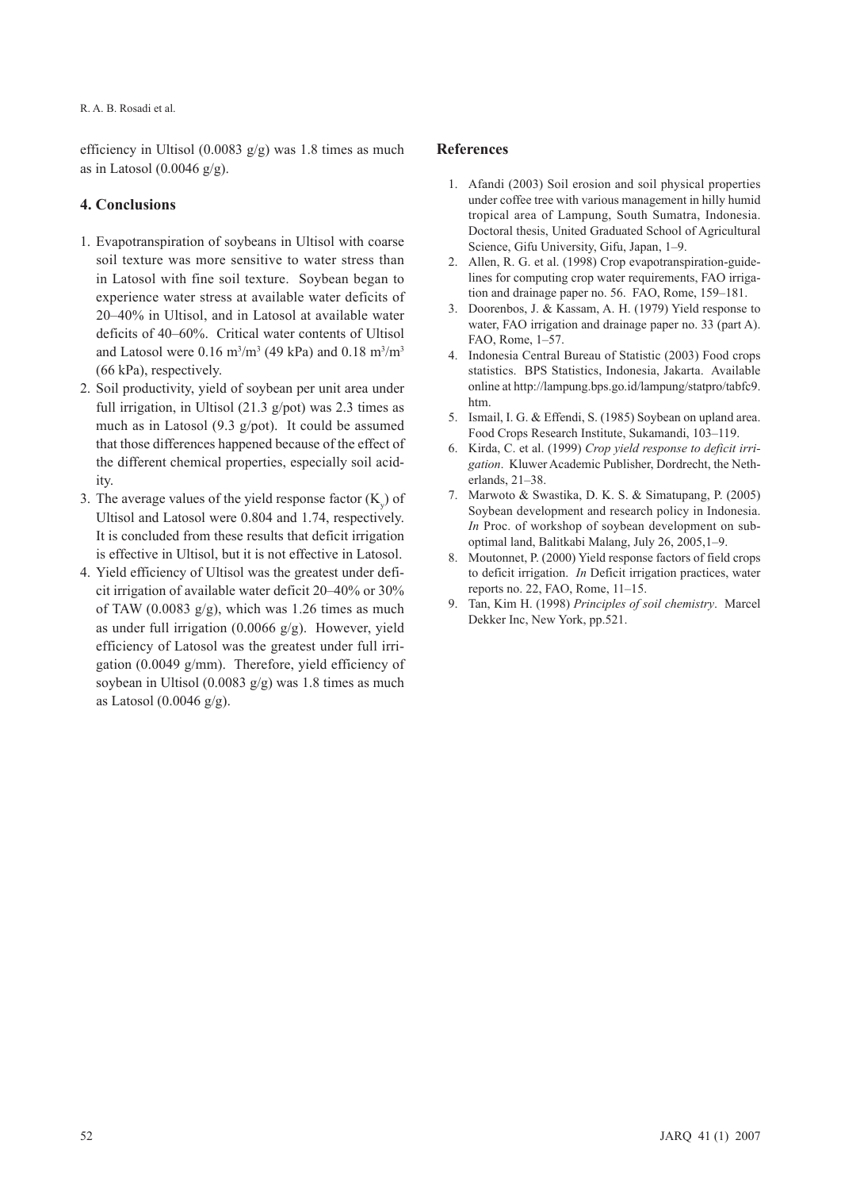efficiency in Ultisol (0.0083 g/g) was 1.8 times as much as in Latosol (0.0046 g/g).

## 4. Conclusions

1. Evapotranspiration of soybeans in Ultisol with coarse soil texture was more sensitive to water stress than in Latosol with fine soil texture. Soybean began to experience water stress at available water deficits of 20–40% in Ultisol, and in Latosol at available water deficits of 40–60%. Critical water contents of Ultisol and Latosol were 0.16 $m^3/m^3$ (49 kPa) and 0.18 $m^3/m^3$ (66 kPa), respectively.
2. Soil productivity, yield of soybean per unit area under full irrigation, in Ultisol (21.3 g/pot) was 2.3 times as much as in Latosol (9.3 g/pot). It could be assumed that those differences happened because of the effect of the different chemical properties, especially soil acidity.
3. The average values of the yield response factor ($K_y$) of Ultisol and Latosol were 0.804 and 1.74, respectively. It is concluded from these results that deficit irrigation is effective in Ultisol, but it is not effective in Latosol.
4. Yield efficiency of Ultisol was the greatest under deficit irrigation of available water deficit 20–40% or 30% of TAW (0.0083 g/g), which was 1.26 times as much as under full irrigation (0.0066 g/g). However, yield efficiency of Latosol was the greatest under full irrigation (0.0049 g/mm). Therefore, yield efficiency of soybean in Ultisol (0.0083 g/g) was 1.8 times as much as Latosol (0.0046 g/g).

## References

1. Afandi (2003) Soil erosion and soil physical properties under coffee tree with various management in hilly humid tropical area of Lampung, South Sumatra, Indonesia. Doctoral thesis, United Graduated School of Agricultural Science, Gifu University, Gifu, Japan, 1–9.
2. Allen, R. G. et al. (1998) Crop evapotranspiration-guidelines for computing crop water requirements, FAO irrigation and drainage paper no. 56. FAO, Rome, 159–181.
3. Doorenbos, J. & Kassam, A. H. (1979) Yield response to water, FAO irrigation and drainage paper no. 33 (part A). FAO, Rome, 1–57.
4. Indonesia Central Bureau of Statistic (2003) Food crops statistics. BPS Statistics, Indonesia, Jakarta. Available online at http://lampung.bps.go.id/lampung/statpro/tabfc9.htm.
5. Ismail, I. G. & Effendi, S. (1985) Soybean on upland area. Food Crops Research Institute, Sukamandi, 103–119.
6. Kirda, C. et al. (1999) *Crop yield response to deficit irrigation*. Kluwer Academic Publisher, Dordrecht, the Netherlands, 21–38.
7. Marwoto & Swastika, D. K. S. & Simatupang, P. (2005) Soybean development and research policy in Indonesia. *In* Proc. of workshop of soybean development on suboptimal land, Balitkabi Malang, July 26, 2005,1–9.
8. Moutonnet, P. (2000) Yield response factors of field crops to deficit irrigation. *In* Deficit irrigation practices, water reports no. 22, FAO, Rome, 11–15.
9. Tan, Kim H. (1998) *Principles of soil chemistry*. Marcel Dekker Inc, New York, pp.521.